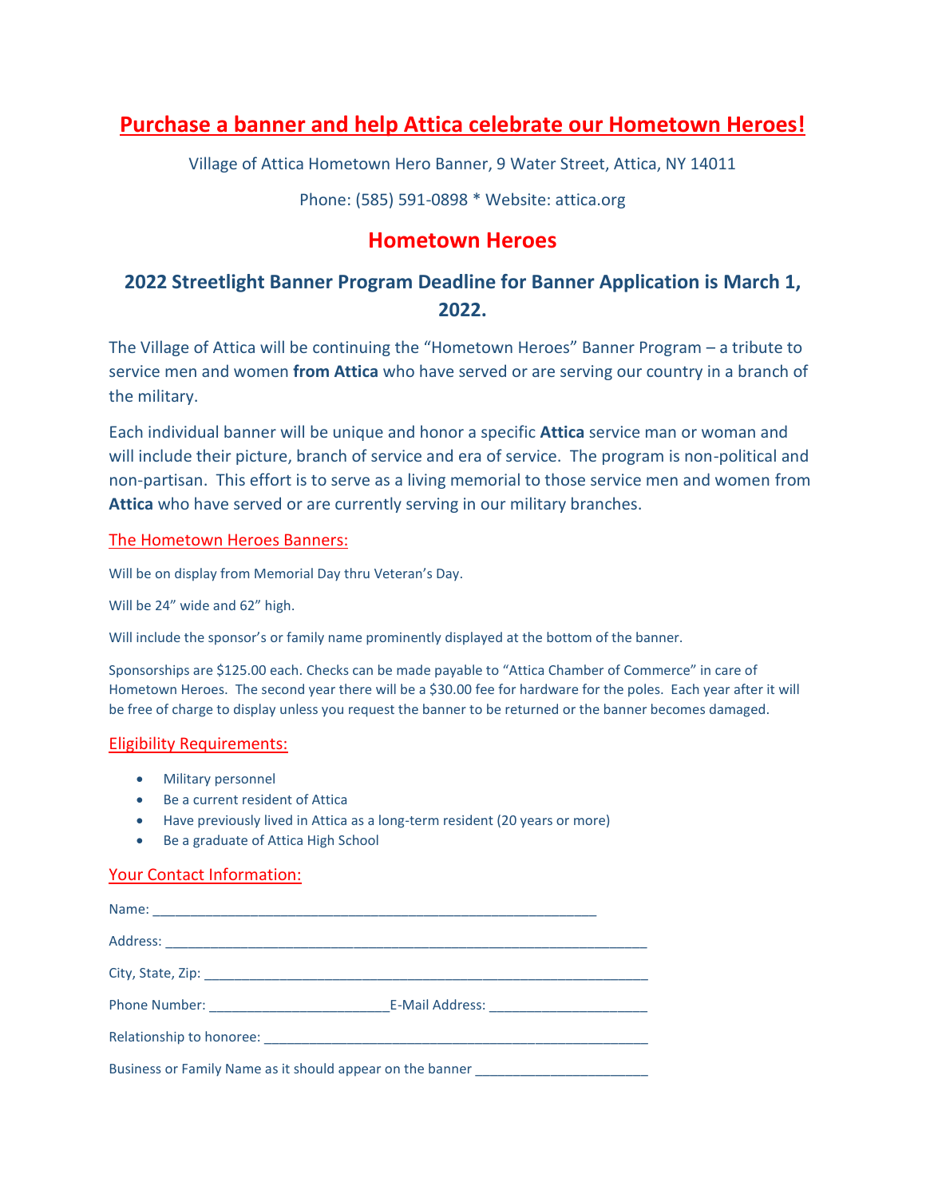# Purchase a banner and help Attica celebrate our Hometown Heroes!

Village of Attica Hometown Hero Banner, 9 Water Street, Attica, NY 14011

Phone: (585) 591-0898 * Website: attica.org

## Hometown Heroes

### 2022 Streetlight Banner Program Deadline for Banner Application is March 1, 2022.

The Village of Attica will be continuing the "Hometown Heroes" Banner Program – a tribute to service men and women **from Attica** who have served or are serving our country in a branch of the military.

Each individual banner will be unique and honor a specific **Attica** service man or woman and will include their picture, branch of service and era of service. The program is non-political and non-partisan. This effort is to serve as a living memorial to those service men and women from **Attica** who have served or are currently serving in our military branches.

#### The Hometown Heroes Banners:

Will be on display from Memorial Day thru Veteran's Day.

Will be 24" wide and 62" high.

Will include the sponsor's or family name prominently displayed at the bottom of the banner.

Sponsorships are $125.00 each. Checks can be made payable to "Attica Chamber of Commerce" in care of Hometown Heroes. The second year there will be a $30.00 fee for hardware for the poles. Each year after it will be free of charge to display unless you request the banner to be returned or the banner becomes damaged.

#### Eligibility Requirements:

- Military personnel
- Be a current resident of Attica
- Have previously lived in Attica as a long-term resident (20 years or more)
- Be a graduate of Attica High School

#### Your Contact Information:

Name: ___________________________________________________________

Address: _________________________________________________________________

City, State, Zip: ______________________________________________________________

Phone Number: ________________________E-Mail Address: _____________________

Relationship to honoree: _____________________________________________________

Business or Family Name as it should appear on the banner _______________________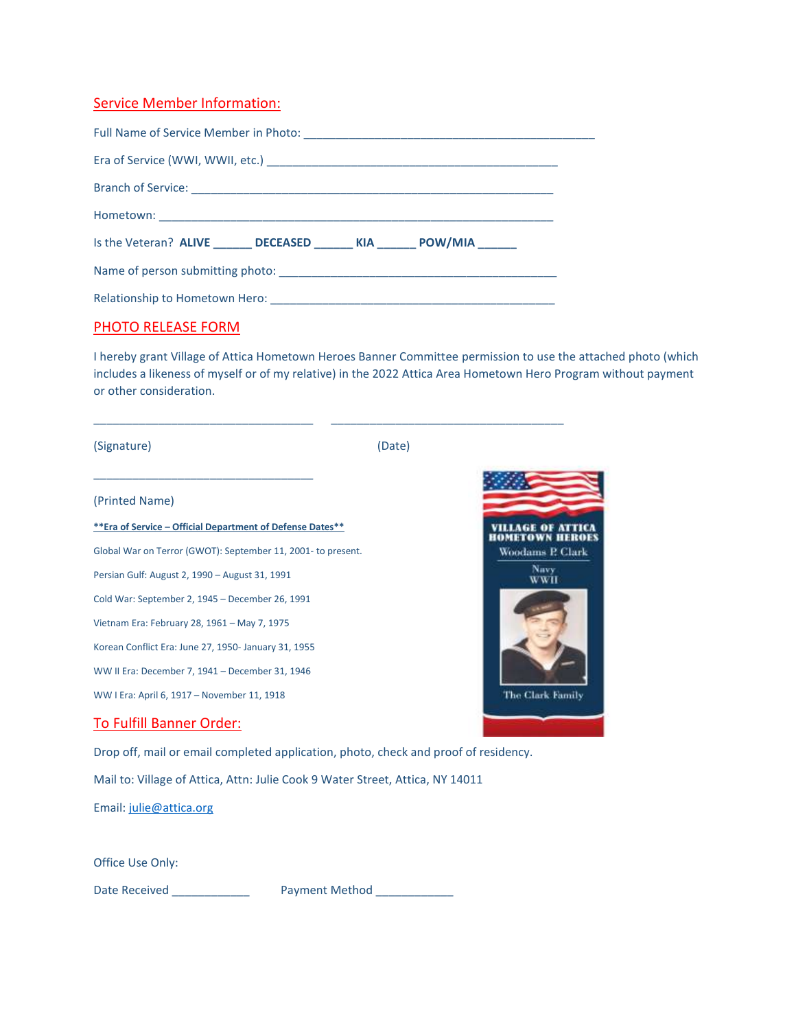## Service Member Information:

Full Name of Service Member in Photo: ____________________________________________

Era of Service (WWI, WWII, etc.) ____________________________________________

Branch of Service: ____________________________________________

Hometown: ____________________________________________

Is the Veteran? **ALIVE** ______ **DECEASED** ______ **KIA** ______ **POW/MIA** ______

Name of person submitting photo: ____________________________________________

Relationship to Hometown Hero: ____________________________________________

## PHOTO RELEASE FORM

I hereby grant Village of Attica Hometown Heroes Banner Committee permission to use the attached photo (which includes a likeness of myself or of my relative) in the 2022 Attica Area Hometown Hero Program without payment or other consideration.

_________________________________ _________________________________

(Signature) (Date)

_________________________________

(Printed Name)

**Era of Service – Official Department of Defense Dates**

Global War on Terror (GWOT): September 11, 2001- to present.

Persian Gulf: August 2, 1990 – August 31, 1991

Cold War: September 2, 1945 – December 26, 1991

Vietnam Era: February 28, 1961 – May 7, 1975

Korean Conflict Era: June 27, 1950- January 31, 1955

WW II Era: December 7, 1941 – December 31, 1946

WW I Era: April 6, 1917 – November 11, 1918

VILLAGE OF ATTICA HOMETOWN HEROES

Woodams P. Clark

Navy

WWII

The Clark Family

## To Fulfill Banner Order:

Drop off, mail or email completed application, photo, check and proof of residency.

Mail to: Village of Attica, Attn: Julie Cook 9 Water Street, Attica, NY 14011

Email: julie@attica.org

Office Use Only:

Date Received ____________ Payment Method ____________